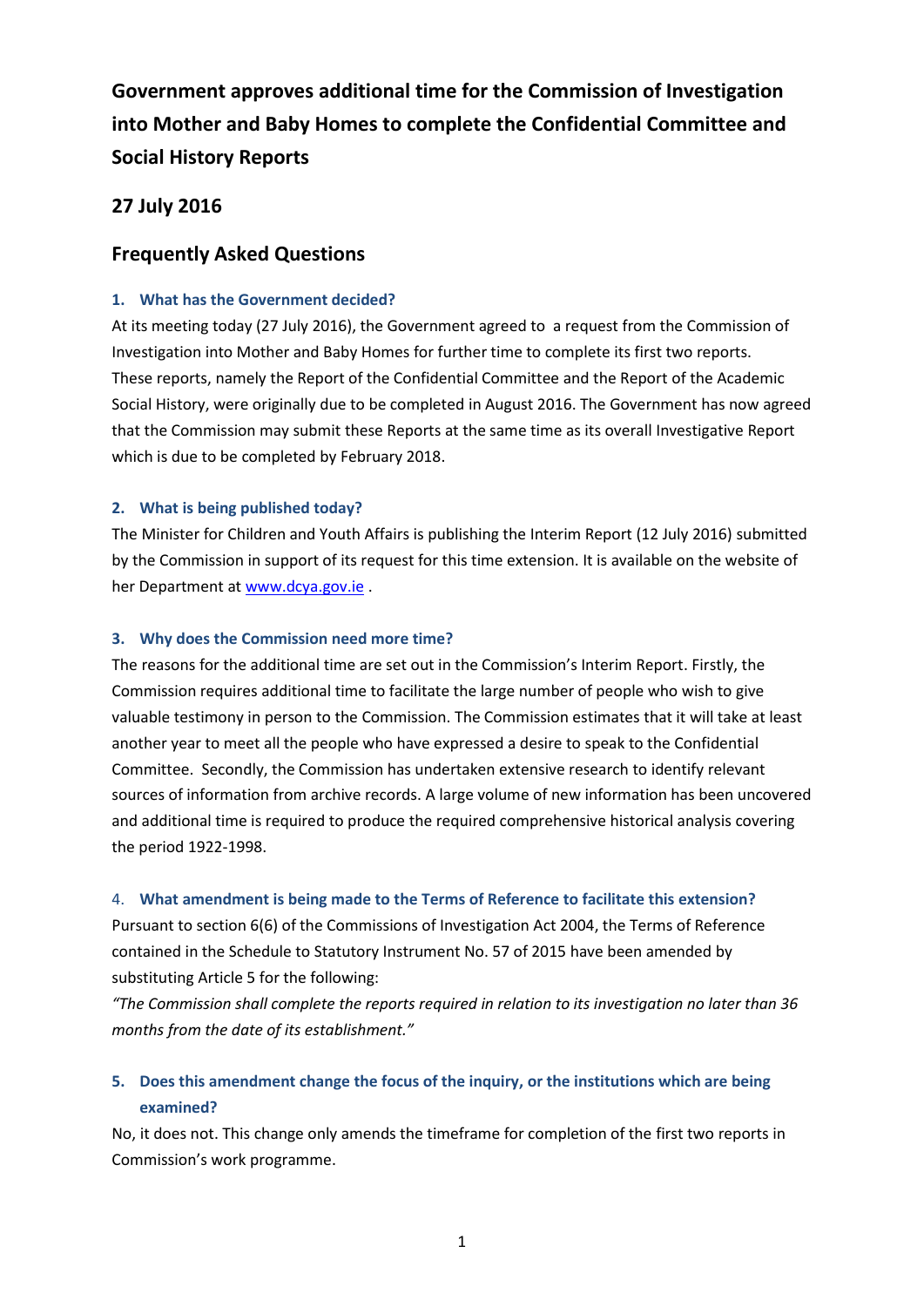# Government approves additional time for the Commission of Investigation into Mother and Baby Homes to complete the Confidential Committee and Social History Reports

## 27 July 2016

## Frequently Asked Questions

### 1. What has the Government decided?

At its meeting today (27 July 2016), the Government agreed to a request from the Commission of Investigation into Mother and Baby Homes for further time to complete its first two reports. These reports, namely the Report of the Confidential Committee and the Report of the Academic Social History, were originally due to be completed in August 2016. The Government has now agreed that the Commission may submit these Reports at the same time as its overall Investigative Report which is due to be completed by February 2018.

### 2. What is being published today?

The Minister for Children and Youth Affairs is publishing the Interim Report (12 July 2016) submitted by the Commission in support of its request for this time extension. It is available on the website of her Department at [www.dcya.gov.ie](http://www.dcya.gov.ie) .

### 3. Why does the Commission need more time?

The reasons for the additional time are set out in the Commission's Interim Report. Firstly, the Commission requires additional time to facilitate the large number of people who wish to give valuable testimony in person to the Commission. The Commission estimates that it will take at least another year to meet all the people who have expressed a desire to speak to the Confidential Committee. Secondly, the Commission has undertaken extensive research to identify relevant sources of information from archive records. A large volume of new information has been uncovered and additional time is required to produce the required comprehensive historical analysis covering the period 1922-1998.

### 4. What amendment is being made to the Terms of Reference to facilitate this extension?

Pursuant to section 6(6) of the Commissions of Investigation Act 2004, the Terms of Reference contained in the Schedule to Statutory Instrument No. 57 of 2015 have been amended by substituting Article 5 for the following:

*"The Commission shall complete the reports required in relation to its investigation no later than 36 months from the date of its establishment."*

### 5. Does this amendment change the focus of the inquiry, or the institutions which are being examined?

No, it does not. This change only amends the timeframe for completion of the first two reports in Commission's work programme.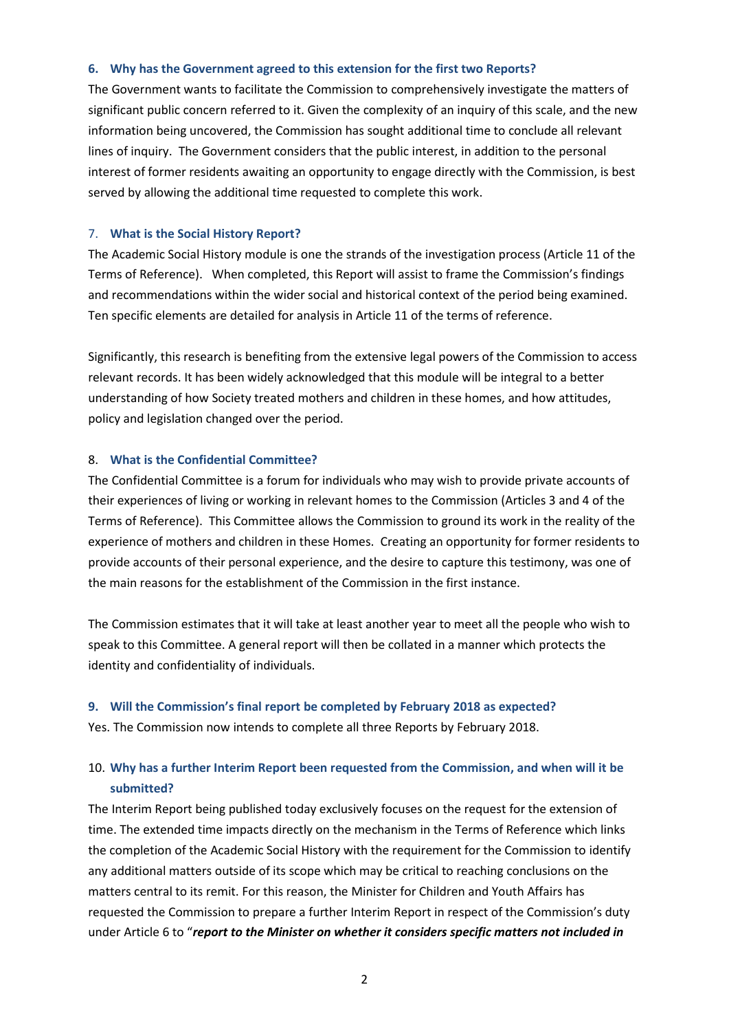### 6. Why has the Government agreed to this extension for the first two Reports?

The Government wants to facilitate the Commission to comprehensively investigate the matters of significant public concern referred to it. Given the complexity of an inquiry of this scale, and the new information being uncovered, the Commission has sought additional time to conclude all relevant lines of inquiry. The Government considers that the public interest, in addition to the personal interest of former residents awaiting an opportunity to engage directly with the Commission, is best served by allowing the additional time requested to complete this work.

### 7. What is the Social History Report?

The Academic Social History module is one the strands of the investigation process (Article 11 of the Terms of Reference). When completed, this Report will assist to frame the Commission's findings and recommendations within the wider social and historical context of the period being examined. Ten specific elements are detailed for analysis in Article 11 of the terms of reference.

Significantly, this research is benefiting from the extensive legal powers of the Commission to access relevant records. It has been widely acknowledged that this module will be integral to a better understanding of how Society treated mothers and children in these homes, and how attitudes, policy and legislation changed over the period.

### 8. What is the Confidential Committee?

The Confidential Committee is a forum for individuals who may wish to provide private accounts of their experiences of living or working in relevant homes to the Commission (Articles 3 and 4 of the Terms of Reference). This Committee allows the Commission to ground its work in the reality of the experience of mothers and children in these Homes. Creating an opportunity for former residents to provide accounts of their personal experience, and the desire to capture this testimony, was one of the main reasons for the establishment of the Commission in the first instance.

The Commission estimates that it will take at least another year to meet all the people who wish to speak to this Committee. A general report will then be collated in a manner which protects the identity and confidentiality of individuals.

### 9. Will the Commission's final report be completed by February 2018 as expected?

Yes. The Commission now intends to complete all three Reports by February 2018.

### 10. Why has a further Interim Report been requested from the Commission, and when will it be submitted?

The Interim Report being published today exclusively focuses on the request for the extension of time. The extended time impacts directly on the mechanism in the Terms of Reference which links the completion of the Academic Social History with the requirement for the Commission to identify any additional matters outside of its scope which may be critical to reaching conclusions on the matters central to its remit. For this reason, the Minister for Children and Youth Affairs has requested the Commission to prepare a further Interim Report in respect of the Commission's duty under Article 6 to "***report to the Minister on whether it considers specific matters not included in***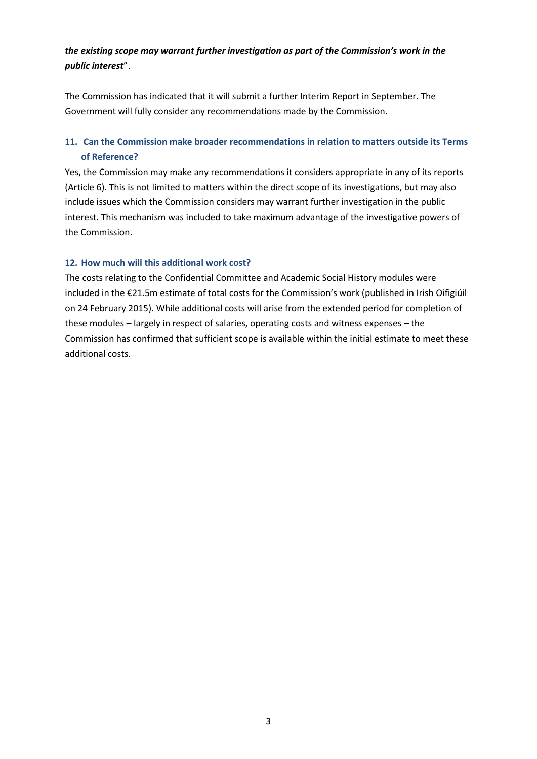***the existing scope may warrant further investigation as part of the Commission's work in the public interest***".

The Commission has indicated that it will submit a further Interim Report in September. The Government will fully consider any recommendations made by the Commission.

### 11. Can the Commission make broader recommendations in relation to matters outside its Terms of Reference?

Yes, the Commission may make any recommendations it considers appropriate in any of its reports (Article 6). This is not limited to matters within the direct scope of its investigations, but may also include issues which the Commission considers may warrant further investigation in the public interest. This mechanism was included to take maximum advantage of the investigative powers of the Commission.

### 12. How much will this additional work cost?

The costs relating to the Confidential Committee and Academic Social History modules were included in the €21.5m estimate of total costs for the Commission's work (published in Irish Oifigiúil on 24 February 2015). While additional costs will arise from the extended period for completion of these modules – largely in respect of salaries, operating costs and witness expenses – the Commission has confirmed that sufficient scope is available within the initial estimate to meet these additional costs.